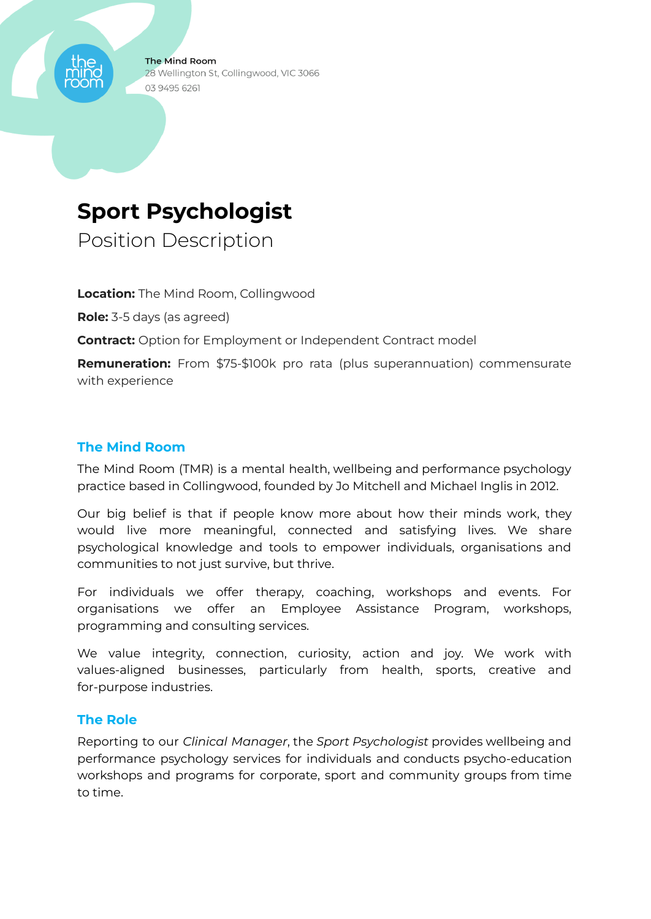**The Mind Room**
28 Wellington St, Collingwood, VIC 3066
03 9495 6261

# Sport Psychologist

Position Description

**Location:** The Mind Room, Collingwood

**Role:** 3-5 days (as agreed)

**Contract:** Option for Employment or Independent Contract model

**Remuneration:** From $75-$100k pro rata (plus superannuation) commensurate with experience

## The Mind Room

The Mind Room (TMR) is a mental health, wellbeing and performance psychology practice based in Collingwood, founded by Jo Mitchell and Michael Inglis in 2012.

Our big belief is that if people know more about how their minds work, they would live more meaningful, connected and satisfying lives. We share psychological knowledge and tools to empower individuals, organisations and communities to not just survive, but thrive.

For individuals we offer therapy, coaching, workshops and events. For organisations we offer an Employee Assistance Program, workshops, programming and consulting services.

We value integrity, connection, curiosity, action and joy. We work with values-aligned businesses, particularly from health, sports, creative and for-purpose industries.

## The Role

Reporting to our *Clinical Manager*, the *Sport Psychologist* provides wellbeing and performance psychology services for individuals and conducts psycho-education workshops and programs for corporate, sport and community groups from time to time.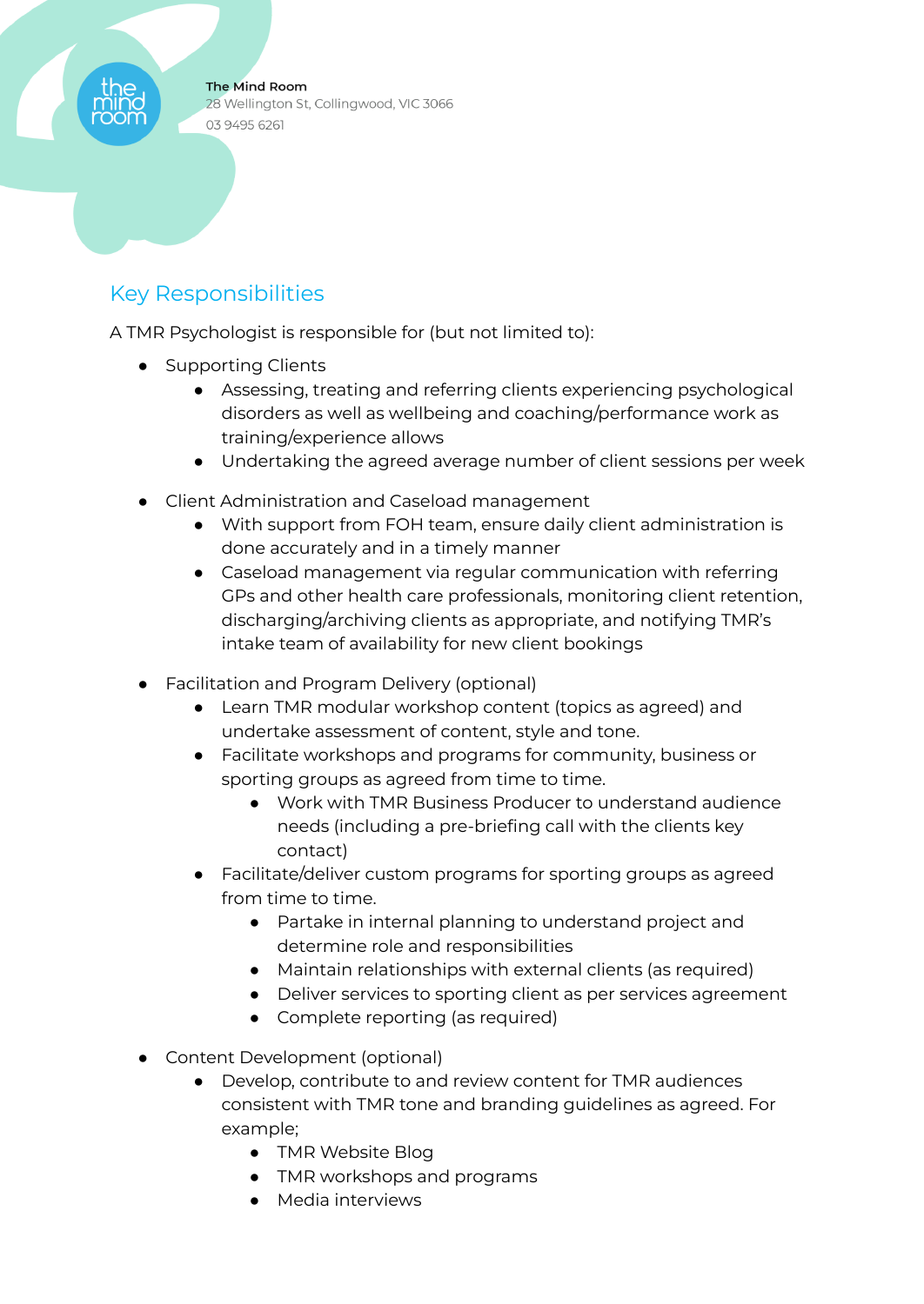## Key Responsibilities

A TMR Psychologist is responsible for (but not limited to):

- Supporting Clients
  - Assessing, treating and referring clients experiencing psychological disorders as well as wellbeing and coaching/performance work as training/experience allows
  - Undertaking the agreed average number of client sessions per week

- Client Administration and Caseload management
  - With support from FOH team, ensure daily client administration is done accurately and in a timely manner
  - Caseload management via regular communication with referring GPs and other health care professionals, monitoring client retention, discharging/archiving clients as appropriate, and notifying TMR's intake team of availability for new client bookings

- Facilitation and Program Delivery (optional)
  - Learn TMR modular workshop content (topics as agreed) and undertake assessment of content, style and tone.
  - Facilitate workshops and programs for community, business or sporting groups as agreed from time to time.
    - Work with TMR Business Producer to understand audience needs (including a pre-briefing call with the clients key contact)
  - Facilitate/deliver custom programs for sporting groups as agreed from time to time.
    - Partake in internal planning to understand project and determine role and responsibilities
    - Maintain relationships with external clients (as required)
    - Deliver services to sporting client as per services agreement
    - Complete reporting (as required)

- Content Development (optional)
  - Develop, contribute to and review content for TMR audiences consistent with TMR tone and branding guidelines as agreed. For example;
    - TMR Website Blog
    - TMR workshops and programs
    - Media interviews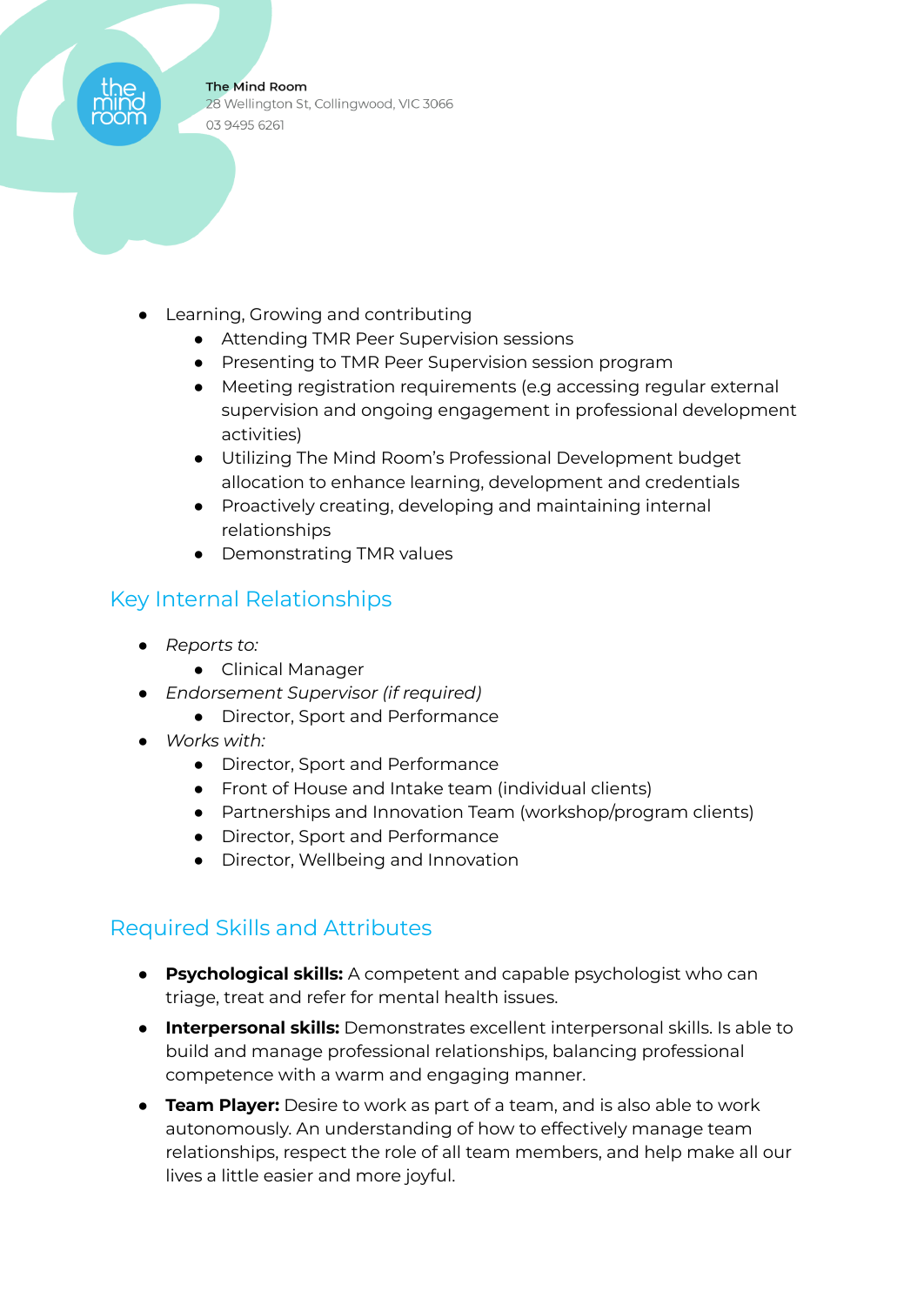- Learning, Growing and contributing
  - Attending TMR Peer Supervision sessions
  - Presenting to TMR Peer Supervision session program
  - Meeting registration requirements (e.g accessing regular external supervision and ongoing engagement in professional development activities)
  - Utilizing The Mind Room's Professional Development budget allocation to enhance learning, development and credentials
  - Proactively creating, developing and maintaining internal relationships
  - Demonstrating TMR values

## Key Internal Relationships

- *Reports to:*
  - Clinical Manager
- *Endorsement Supervisor (if required)*
  - Director, Sport and Performance
- *Works with:*
  - Director, Sport and Performance
  - Front of House and Intake team (individual clients)
  - Partnerships and Innovation Team (workshop/program clients)
  - Director, Sport and Performance
  - Director, Wellbeing and Innovation

## Required Skills and Attributes

- **Psychological skills:** A competent and capable psychologist who can triage, treat and refer for mental health issues.
- **Interpersonal skills:** Demonstrates excellent interpersonal skills. Is able to build and manage professional relationships, balancing professional competence with a warm and engaging manner.
- **Team Player:** Desire to work as part of a team, and is also able to work autonomously. An understanding of how to effectively manage team relationships, respect the role of all team members, and help make all our lives a little easier and more joyful.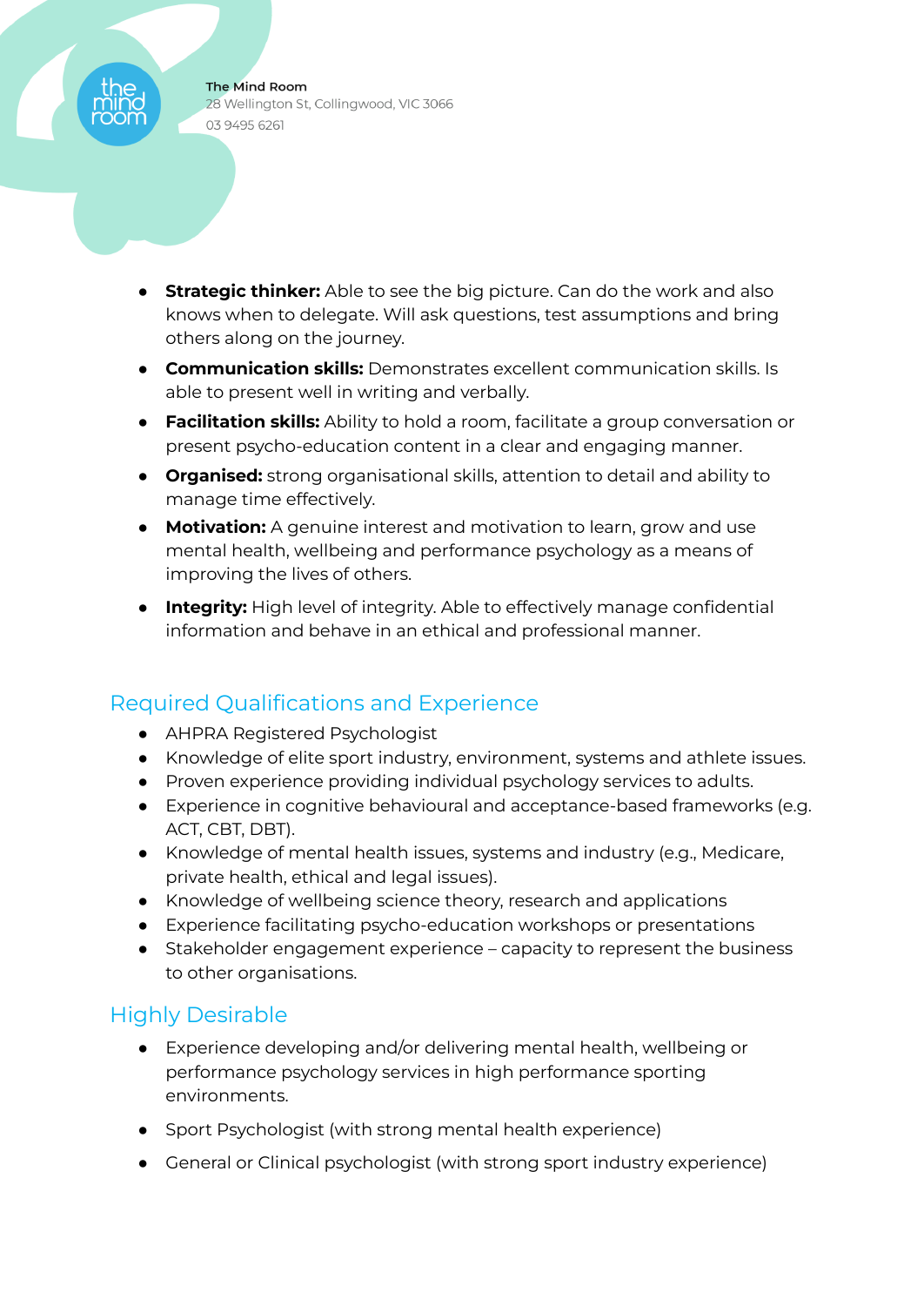- **Strategic thinker:** Able to see the big picture. Can do the work and also knows when to delegate. Will ask questions, test assumptions and bring others along on the journey.
- **Communication skills:** Demonstrates excellent communication skills. Is able to present well in writing and verbally.
- **Facilitation skills:** Ability to hold a room, facilitate a group conversation or present psycho-education content in a clear and engaging manner.
- **Organised:** strong organisational skills, attention to detail and ability to manage time effectively.
- **Motivation:** A genuine interest and motivation to learn, grow and use mental health, wellbeing and performance psychology as a means of improving the lives of others.
- **Integrity:** High level of integrity. Able to effectively manage confidential information and behave in an ethical and professional manner.

## Required Qualifications and Experience

- AHPRA Registered Psychologist
- Knowledge of elite sport industry, environment, systems and athlete issues.
- Proven experience providing individual psychology services to adults.
- Experience in cognitive behavioural and acceptance-based frameworks (e.g. ACT, CBT, DBT).
- Knowledge of mental health issues, systems and industry (e.g., Medicare, private health, ethical and legal issues).
- Knowledge of wellbeing science theory, research and applications
- Experience facilitating psycho-education workshops or presentations
- Stakeholder engagement experience – capacity to represent the business to other organisations.

## Highly Desirable

- Experience developing and/or delivering mental health, wellbeing or performance psychology services in high performance sporting environments.
- Sport Psychologist (with strong mental health experience)
- General or Clinical psychologist (with strong sport industry experience)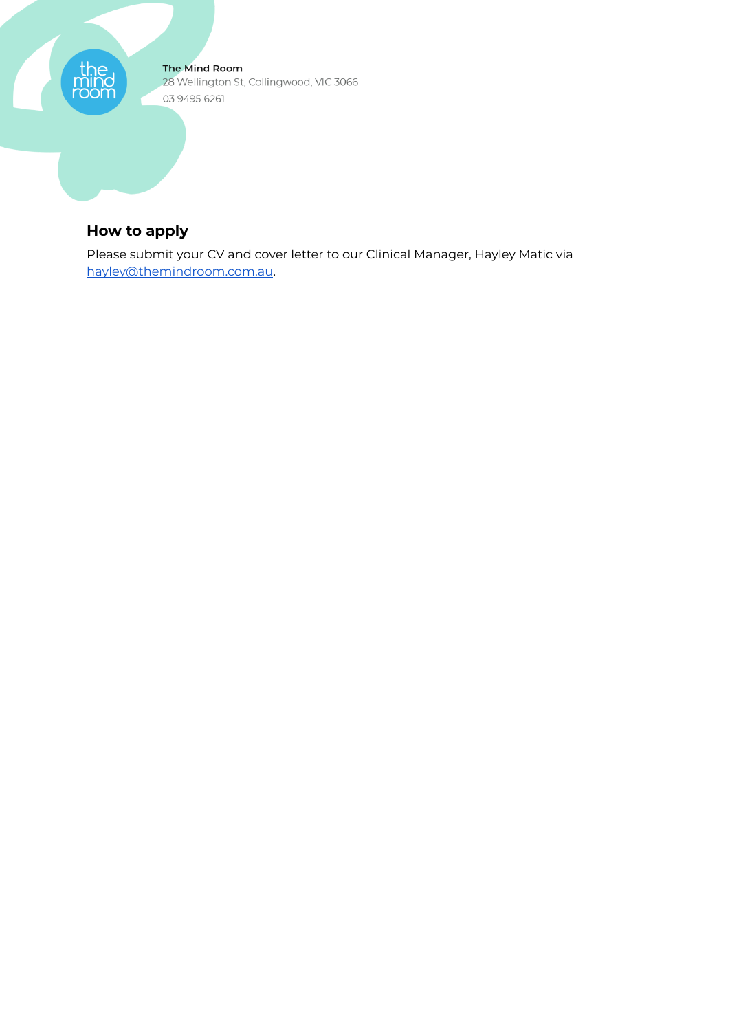**The Mind Room**
28 Wellington St, Collingwood, VIC 3066
03 9495 6261

## How to apply

Please submit your CV and cover letter to our Clinical Manager, Hayley Matic via hayley@themindroom.com.au.